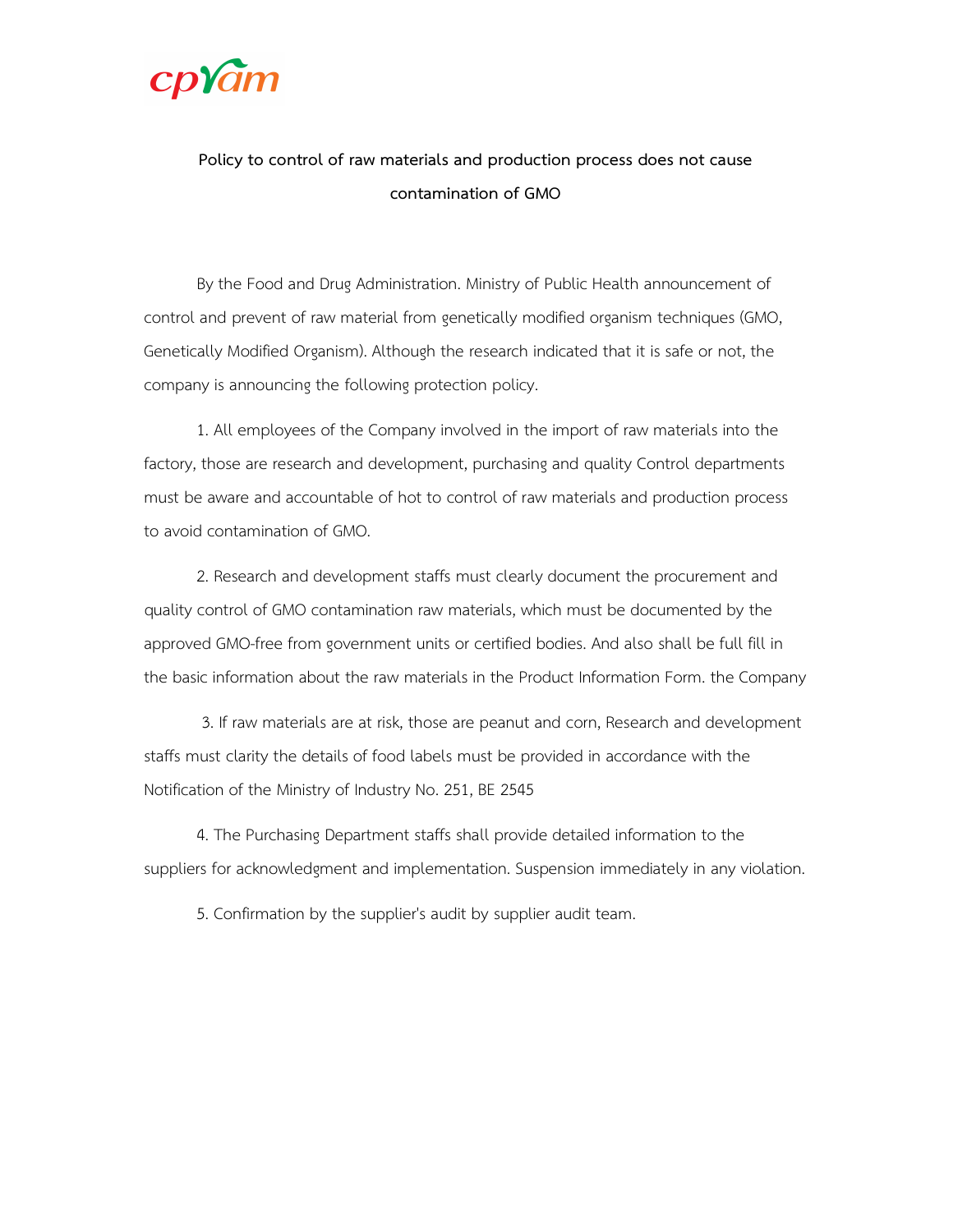**Policy to control of raw materials and production process does not cause contamination of GMO**

By the Food and Drug Administration. Ministry of Public Health announcement of control and prevent of raw material from genetically modified organism techniques (GMO, Genetically Modified Organism). Although the research indicated that it is safe or not, the company is announcing the following protection policy.

1. All employees of the Company involved in the import of raw materials into the factory, those are research and development, purchasing and quality Control departments must be aware and accountable of hot to control of raw materials and production process to avoid contamination of GMO.

2. Research and development staffs must clearly document the procurement and quality control of GMO contamination raw materials, which must be documented by the approved GMO-free from government units or certified bodies. And also shall be full fill in the basic information about the raw materials in the Product Information Form. the Company

3. If raw materials are at risk, those are peanut and corn, Research and development staffs must clarity the details of food labels must be provided in accordance with the Notification of the Ministry of Industry No. 251, BE 2545

4. The Purchasing Department staffs shall provide detailed information to the suppliers for acknowledgment and implementation. Suspension immediately in any violation.

5. Confirmation by the supplier's audit by supplier audit team.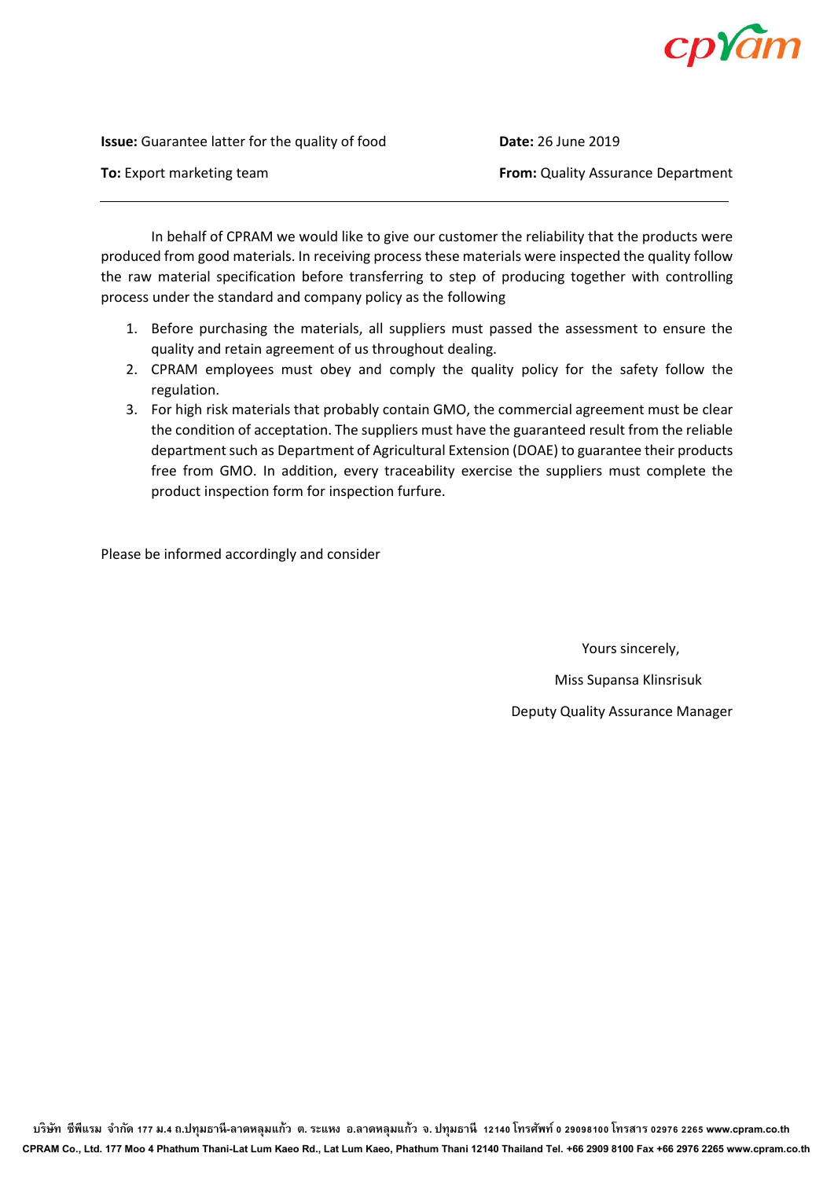**Issue:** Guarantee latter for the quality of food

**Date:** 26 June 2019

**To:** Export marketing team

**From:** Quality Assurance Department

---

In behalf of CPRAM we would like to give our customer the reliability that the products were produced from good materials. In receiving process these materials were inspected the quality follow the raw material specification before transferring to step of producing together with controlling process under the standard and company policy as the following

1. Before purchasing the materials, all suppliers must passed the assessment to ensure the quality and retain agreement of us throughout dealing.
2. CPRAM employees must obey and comply the quality policy for the safety follow the regulation.
3. For high risk materials that probably contain GMO, the commercial agreement must be clear the condition of acceptation. The suppliers must have the guaranteed result from the reliable department such as Department of Agricultural Extension (DOAE) to guarantee their products free from GMO. In addition, every traceability exercise the suppliers must complete the product inspection form for inspection furfure.

Please be informed accordingly and consider

Yours sincerely,

Miss Supansa Klinsrisuk

Deputy Quality Assurance Manager

บริษัท ซีพีแรม จำกัด 177 ม.4 ถ.ปทุมธานี-ลาดหลุมแก้ว ต. ระแหง อ.ลาดหลุมแก้ว จ. ปทุมธานี 12140 โทรศัพท์ 0 29098100 โทรสาร 02976 2265 www.cpram.co.th

CPRAM Co., Ltd. 177 Moo 4 Phathum Thani-Lat Lum Kaeo Rd., Lat Lum Kaeo, Phathum Thani 12140 Thailand Tel. +66 2909 8100 Fax +66 2976 2265 www.cpram.co.th